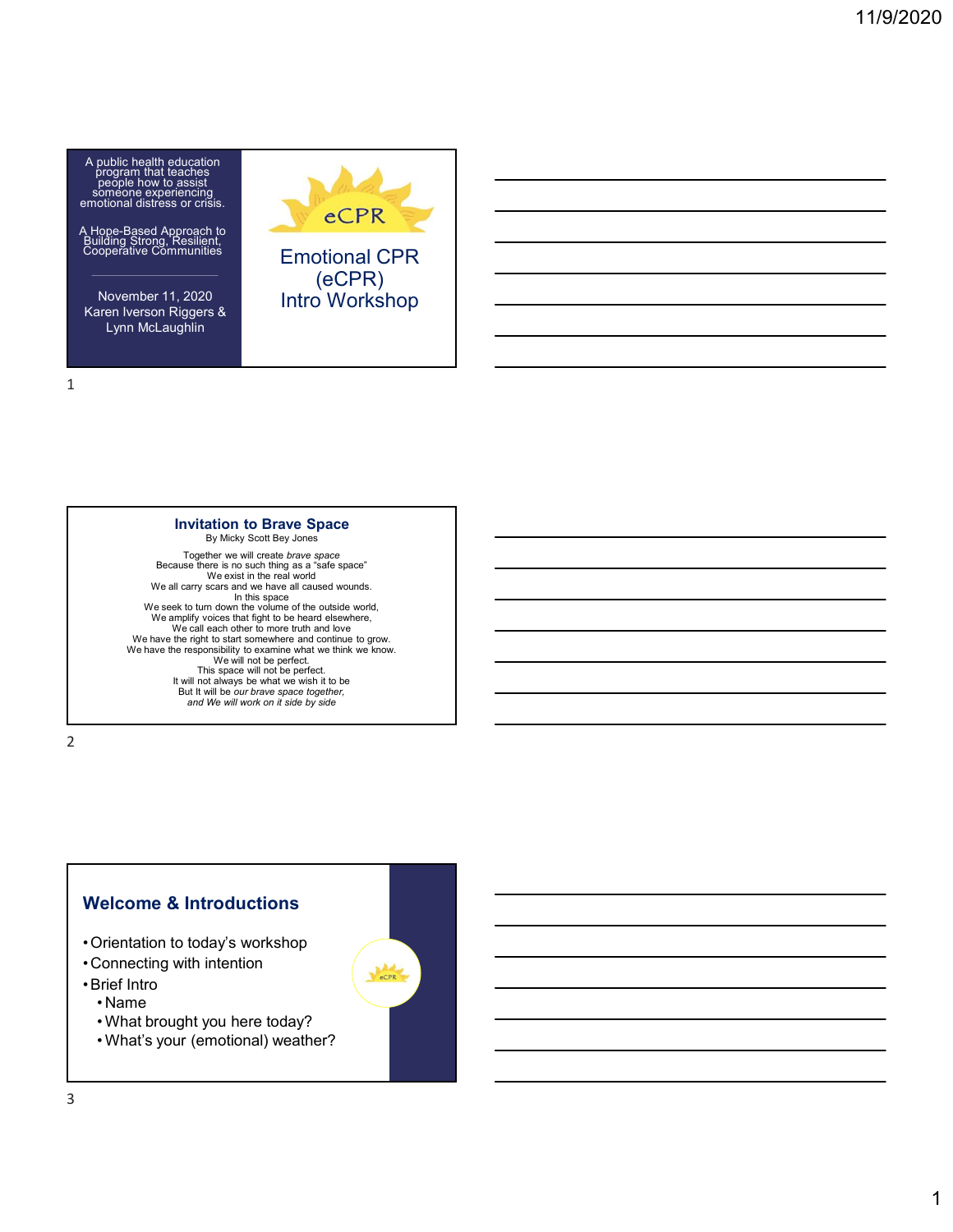A public health education program that teaches people how to assist someone experiencing emotional distress or crisis.

A Hope-Based Approach to Building Strong, Resilient, Cooperative Communities

November 11, 2020
Karen Iverson Riggers &
Lynn McLaughlin

eCPR

# Emotional CPR (eCPR) Intro Workshop

## Invitation to Brave Space

By Micky Scott Bey Jones

Together we will create *brave space*
Because there is no such thing as a "safe space"
We exist in the real world
We all carry scars and we have all caused wounds.
In this space
We seek to turn down the volume of the outside world,
We amplify voices that fight to be heard elsewhere,
We call each other to more truth and love
We have the right to start somewhere and continue to grow.
We have the responsibility to examine what we think we know.
We will not be perfect.
This space will not be perfect.
It will not always be what we wish it to be
But It will be *our brave space together,*
*and We will work on it side by side*

## Welcome & Introductions

- Orientation to today's workshop
- Connecting with intention
- Brief Intro
  - Name
  - What brought you here today?
  - What's your (emotional) weather?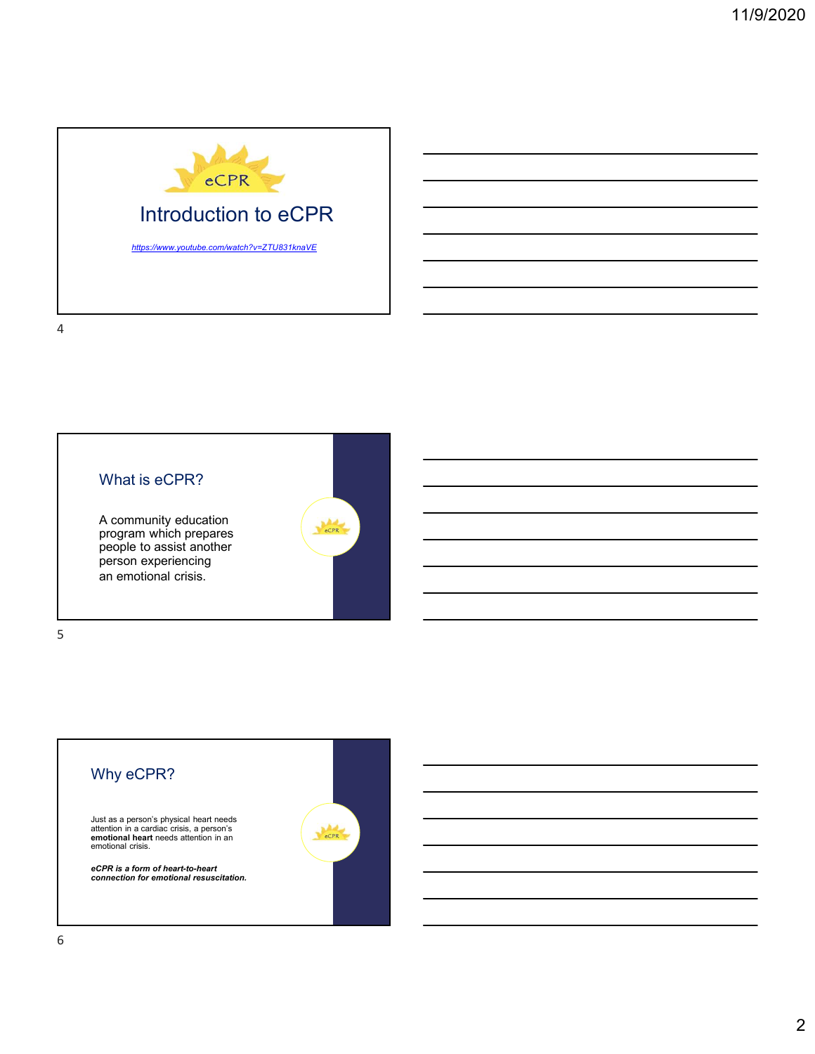# Introduction to eCPR

https://www.youtube.com/watch?v=ZTU831knaVE

## What is eCPR?

A community education program which prepares people to assist another person experiencing an emotional crisis.

## Why eCPR?

Just as a person's physical heart needs attention in a cardiac crisis, a person's **emotional heart** needs attention in an emotional crisis.

***eCPR is a form of heart-to-heart connection for emotional resuscitation.***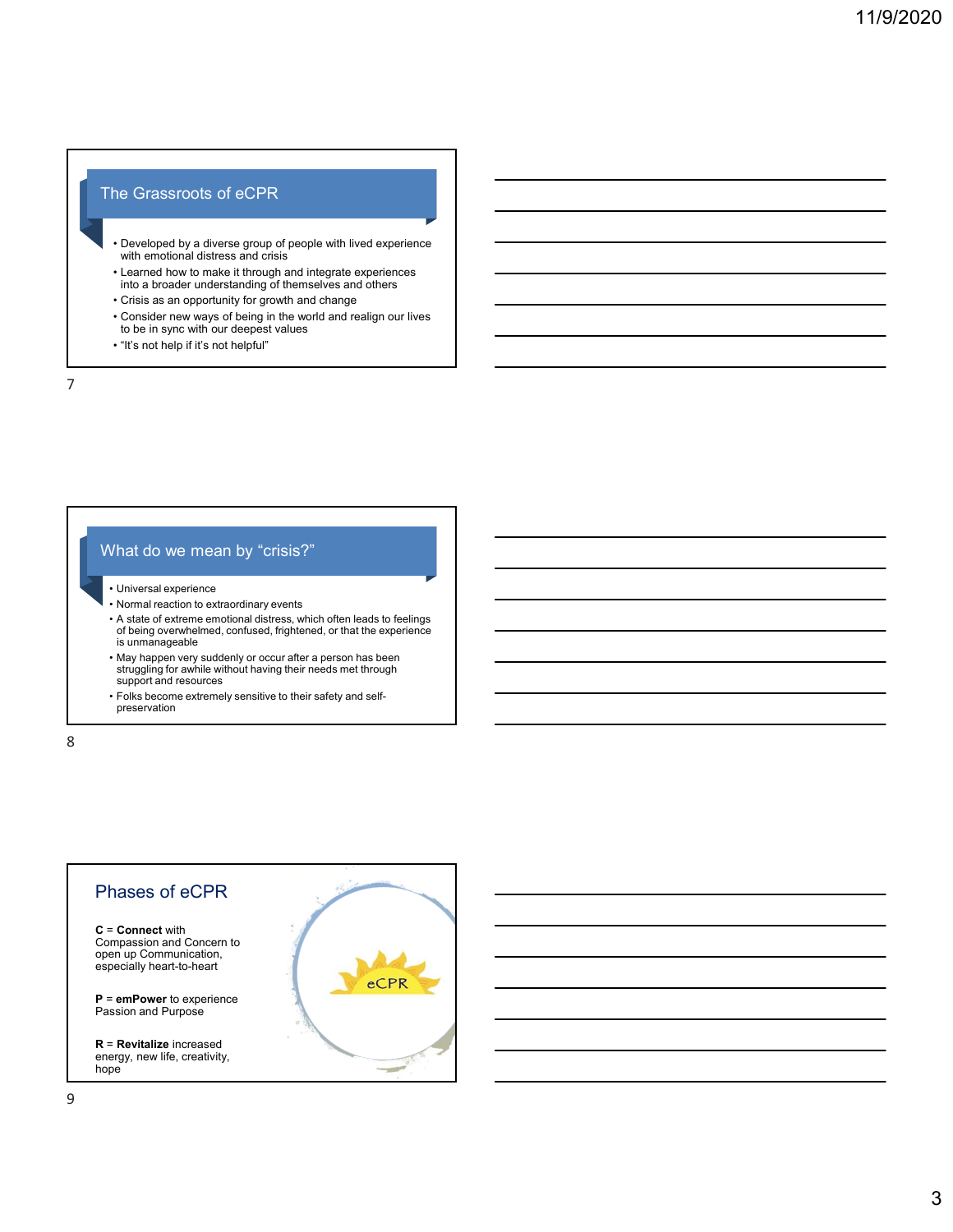## The Grassroots of eCPR

- Developed by a diverse group of people with lived experience with emotional distress and crisis
- Learned how to make it through and integrate experiences into a broader understanding of themselves and others
- Crisis as an opportunity for growth and change
- Consider new ways of being in the world and realign our lives to be in sync with our deepest values
- “It’s not help if it’s not helpful”

## What do we mean by “crisis?”

- Universal experience
- Normal reaction to extraordinary events
- A state of extreme emotional distress, which often leads to feelings of being overwhelmed, confused, frightened, or that the experience is unmanageable
- May happen very suddenly or occur after a person has been struggling for awhile without having their needs met through support and resources
- Folks become extremely sensitive to their safety and self-preservation

## Phases of eCPR

**C** = **Connect** with Compassion and Concern to open up Communication, especially heart-to-heart

**P** = **emPower** to experience Passion and Purpose

**R** = **Revitalize** increased energy, new life, creativity, hope

eCPR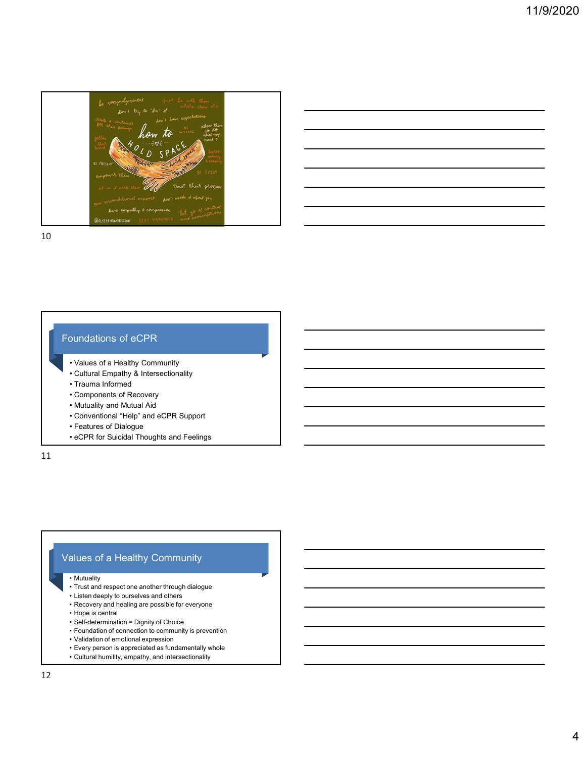## Foundations of eCPR

- Values of a Healthy Community
- Cultural Empathy & Intersectionality
- Trauma Informed
- Components of Recovery
- Mutuality and Mutual Aid
- Conventional "Help" and eCPR Support
- Features of Dialogue
- eCPR for Suicidal Thoughts and Feelings

## Values of a Healthy Community

- Mutuality
- Trust and respect one another through dialogue
- Listen deeply to ourselves and others
- Recovery and healing are possible for everyone
- Hope is central
- Self-determination = Dignity of Choice
- Foundation of connection to community is prevention
- Validation of emotional expression
- Every person is appreciated as fundamentally whole
- Cultural humility, empathy, and intersectionality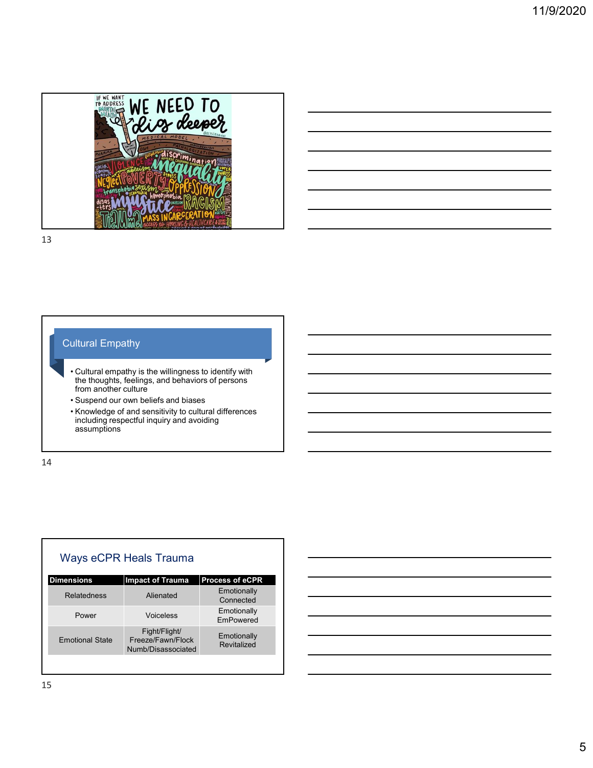## Cultural Empathy

- Cultural empathy is the willingness to identify with the thoughts, feelings, and behaviors of persons from another culture
- Suspend our own beliefs and biases
- Knowledge of and sensitivity to cultural differences including respectful inquiry and avoiding assumptions

## Ways eCPR Heals Trauma

| Dimensions | Impact of Trauma | Process of eCPR |
|---|---|---|
| Relatedness | Alienated | Emotionally Connected |
| Power | Voiceless | Emotionally EmPowered |
| Emotional State | Fight/Flight/ Freeze/Fawn/Flock Numb/Disassociated | Emotionally Revitalized |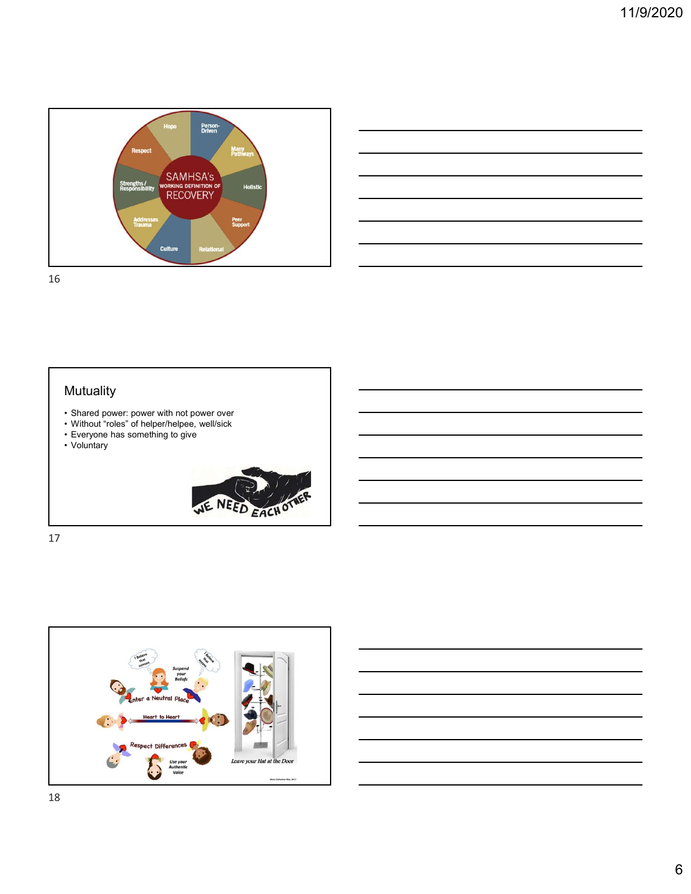SAMHSA's WORKING DEFINITION OF RECOVERY

- Hope
- Person-Driven
- Many Pathways
- Holistic
- Peer Support
- Relational
- Culture
- Addresses Trauma
- Strengths / Responsibility
- Respect

## Mutuality

- Shared power: power with not power over
- Without "roles" of helper/helpee, well/sick
- Everyone has something to give
- Voluntary

WE NEED EACH OTHER

I believe that opinion

I believe this story

Suspend your Beliefs

Enter a Neutral Place

Heart to Heart

Respect Differences

Use your Authentic Voice

Leave your Hat at the Door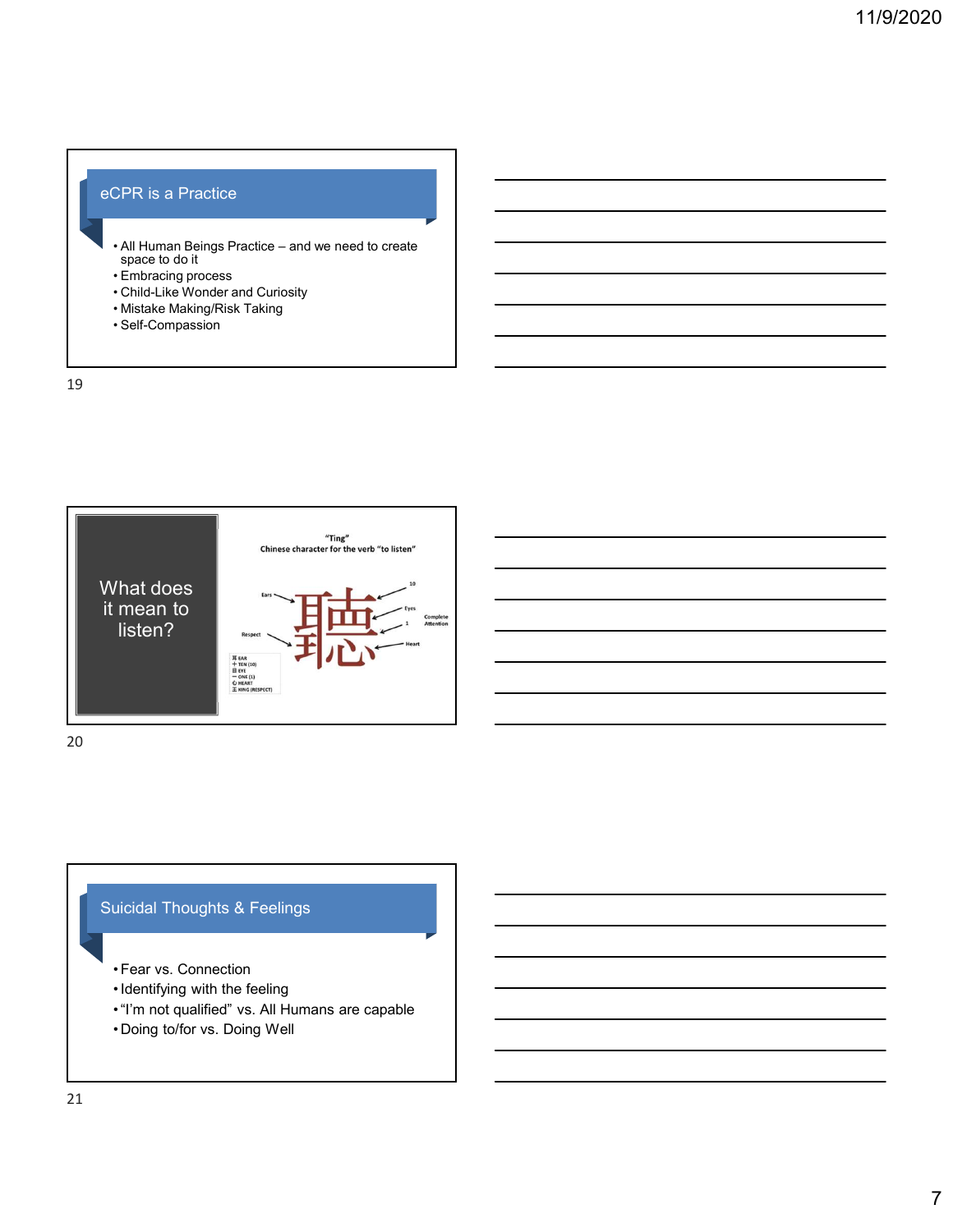## eCPR is a Practice

- All Human Beings Practice – and we need to create space to do it
- Embracing process
- Child-Like Wonder and Curiosity
- Mistake Making/Risk Taking
- Self-Compassion

## What does it mean to listen?

"Ting"
Chinese character for the verb "to listen"

聽

Ears — Respect — 10 — Eyes — 1 — Heart — Complete Attention

耳 EAR
十 TEN (10)
目 EYE
一 ONE (1)
心 HEART
王 KING (RESPECT)

## Suicidal Thoughts & Feelings

- Fear vs. Connection
- Identifying with the feeling
- "I'm not qualified" vs. All Humans are capable
- Doing to/for vs. Doing Well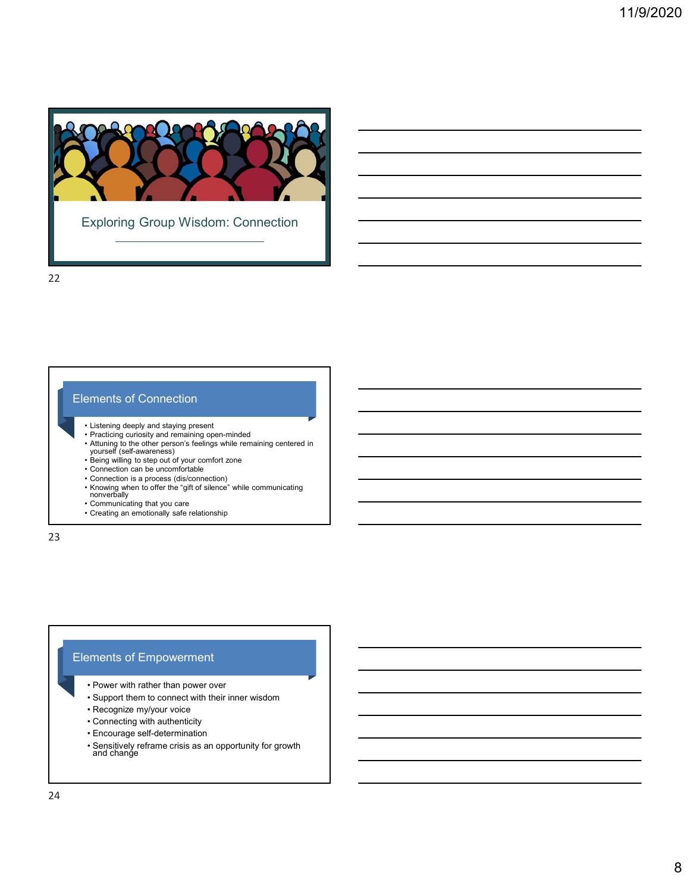## Exploring Group Wisdom: Connection

## Elements of Connection

- Listening deeply and staying present
- Practicing curiosity and remaining open-minded
- Attuning to the other person's feelings while remaining centered in yourself (self-awareness)
- Being willing to step out of your comfort zone
- Connection can be uncomfortable
- Connection is a process (dis/connection)
- Knowing when to offer the "gift of silence" while communicating nonverbally
- Communicating that you care
- Creating an emotionally safe relationship

## Elements of Empowerment

- Power with rather than power over
- Support them to connect with their inner wisdom
- Recognize my/your voice
- Connecting with authenticity
- Encourage self-determination
- Sensitively reframe crisis as an opportunity for growth and change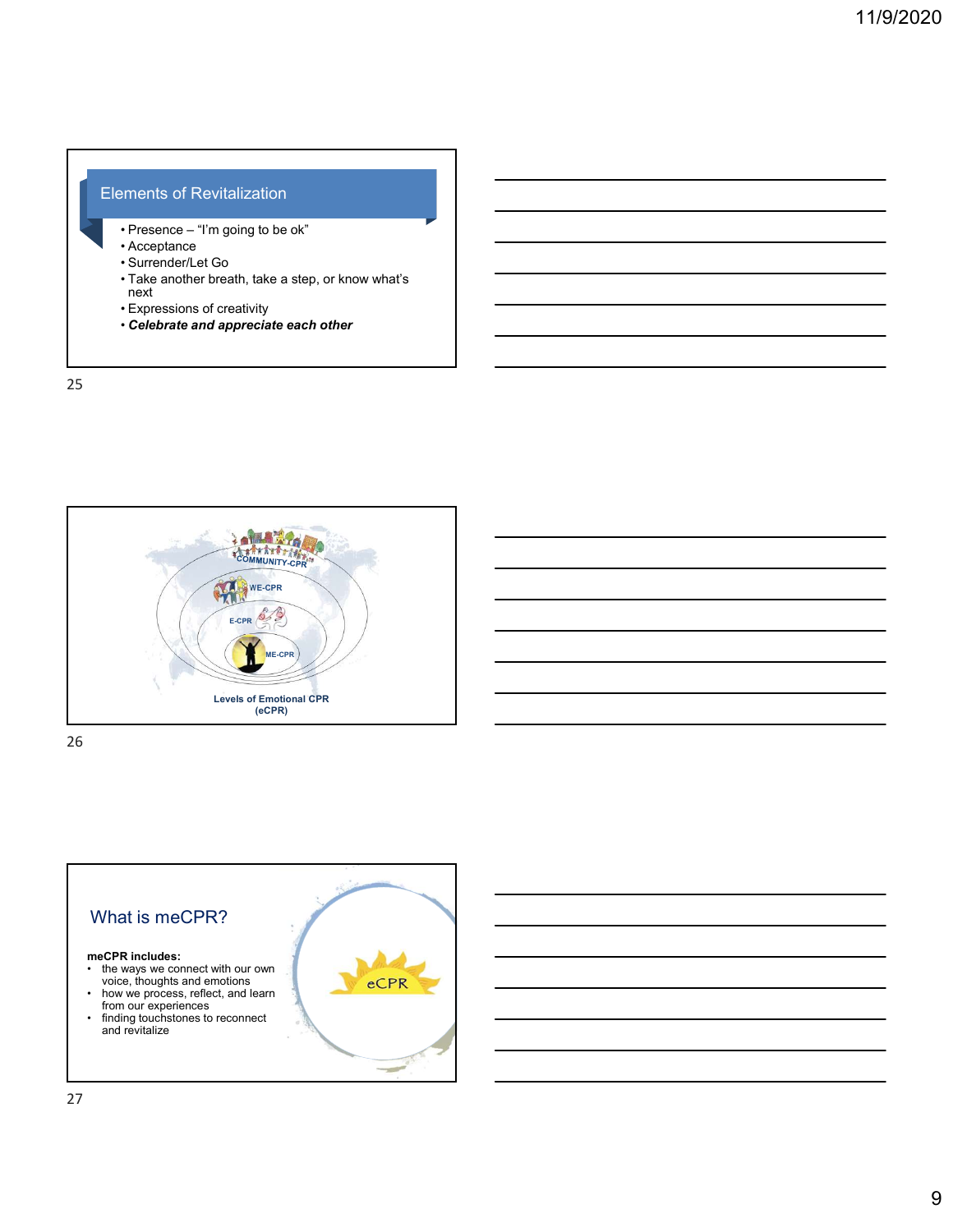## Elements of Revitalization

- Presence – "I'm going to be ok"
- Acceptance
- Surrender/Let Go
- Take another breath, take a step, or know what's next
- Expressions of creativity
- ***Celebrate and appreciate each other***

COMMUNITY-CPR

WE-CPR

E-CPR

ME-CPR

**Levels of Emotional CPR (eCPR)**

## What is meCPR?

**meCPR includes:**

- the ways we connect with our own voice, thoughts and emotions
- how we process, reflect, and learn from our experiences
- finding touchstones to reconnect and revitalize

eCPR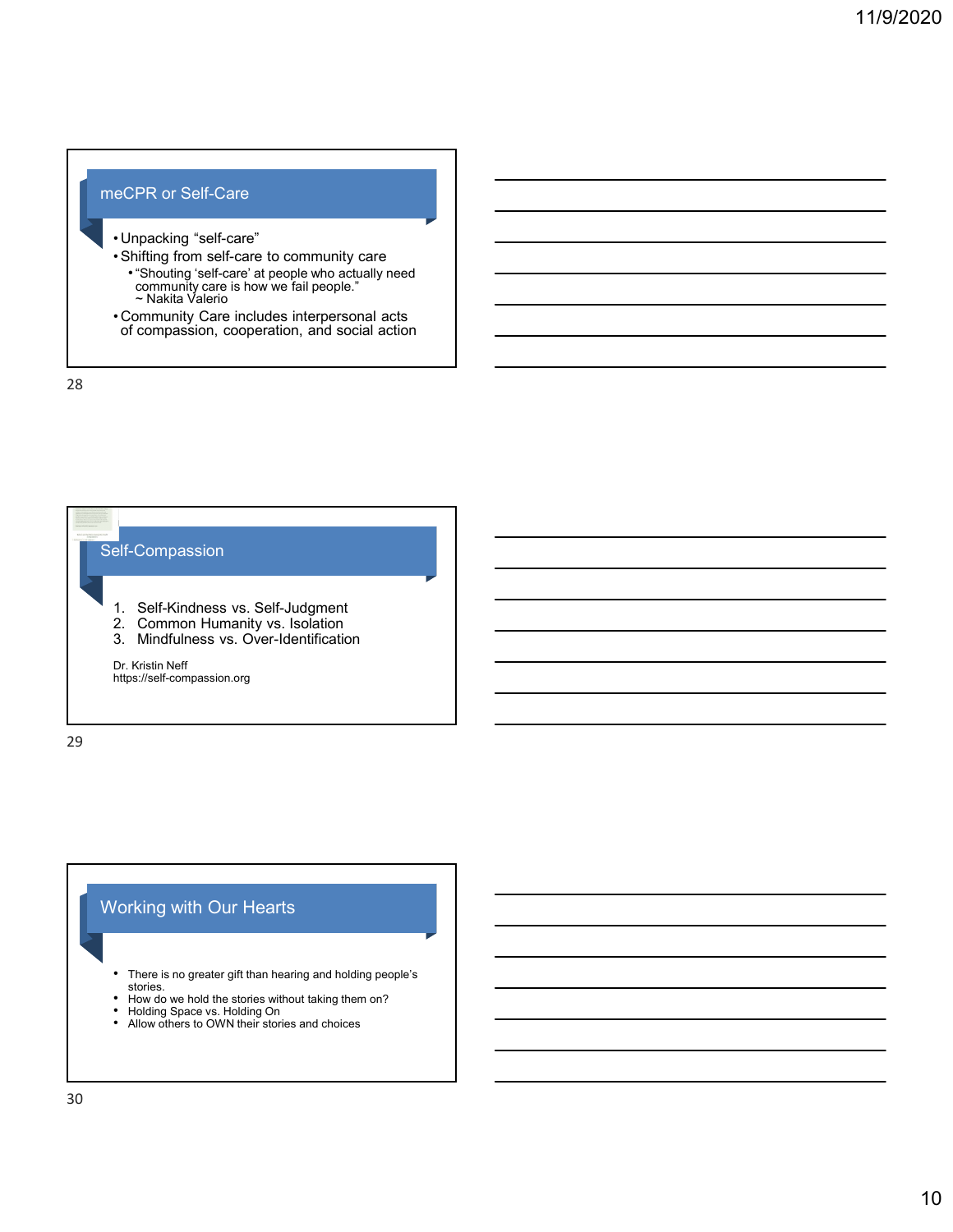## meCPR or Self-Care

- Unpacking "self-care"
- Shifting from self-care to community care
  - "Shouting 'self-care' at people who actually need community care is how we fail people." ~ Nakita Valerio
- Community Care includes interpersonal acts of compassion, cooperation, and social action

## Self-Compassion

1. Self-Kindness vs. Self-Judgment
2. Common Humanity vs. Isolation
3. Mindfulness vs. Over-Identification

Dr. Kristin Neff
https://self-compassion.org

## Working with Our Hearts

- There is no greater gift than hearing and holding people's stories.
- How do we hold the stories without taking them on?
- Holding Space vs. Holding On
- Allow others to OWN their stories and choices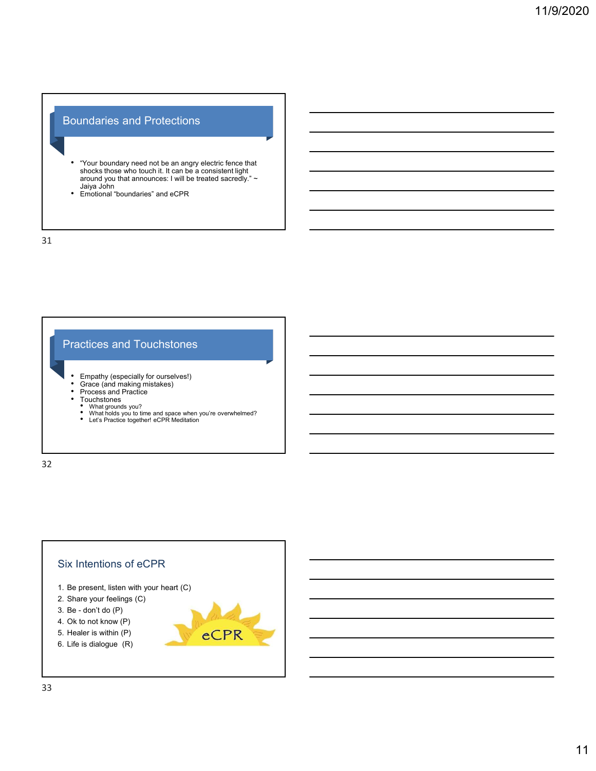## Boundaries and Protections

- "Your boundary need not be an angry electric fence that shocks those who touch it. It can be a consistent light around you that announces: I will be treated sacredly." ~ Jaiya John
- Emotional "boundaries" and eCPR

## Practices and Touchstones

- Empathy (especially for ourselves!)
- Grace (and making mistakes)
- Process and Practice
- Touchstones
  - What grounds you?
  - What holds you to time and space when you're overwhelmed?
  - Let's Practice together! eCPR Meditation

## Six Intentions of eCPR

1. Be present, listen with your heart (C)
2. Share your feelings (C)
3. Be - don't do (P)
4. Ok to not know (P)
5. Healer is within (P)
6. Life is dialogue (R)

eCPR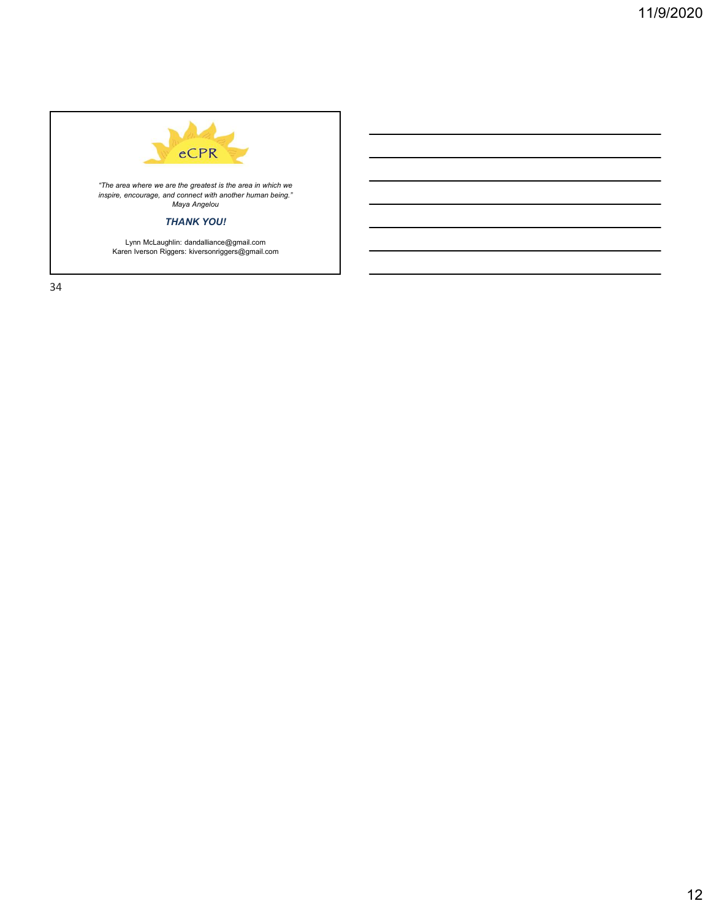eCPR

*"The area where we are the greatest is the area in which we inspire, encourage, and connect with another human being."*
*Maya Angelou*

***THANK YOU!***

Lynn McLaughlin: dandalliance@gmail.com
Karen Iverson Riggers: kiversonriggers@gmail.com